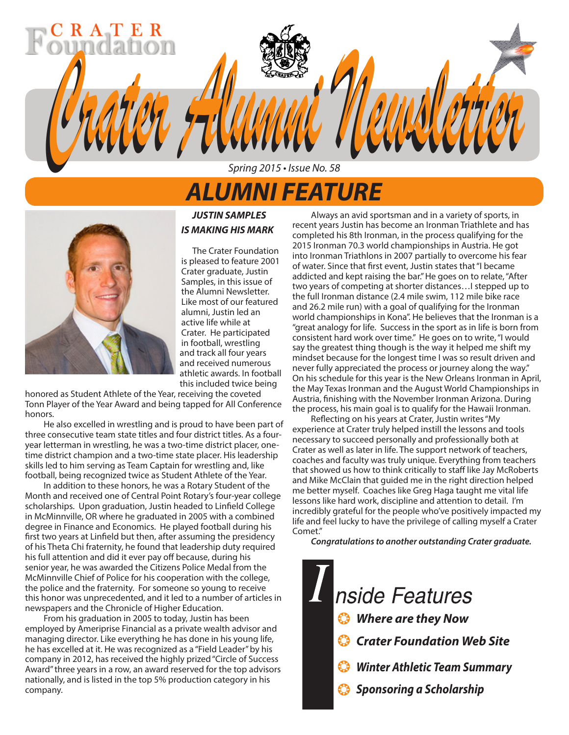CRATER Foundation

# Crater Alumni Newsletter

*Spring 2015 • Issue No. 58*

## ALUMNI FEATURE

### *JUSTIN SAMPLES IS MAKING HIS MARK*

The Crater Foundation is pleased to feature 2001 Crater graduate, Justin Samples, in this issue of the Alumni Newsletter. Like most of our featured alumni, Justin led an active life while at Crater. He participated in football, wrestling and track all four years and received numerous athletic awards. In football this included twice being honored as Student Athlete of the Year, receiving the coveted Tonn Player of the Year Award and being tapped for All Conference honors.

He also excelled in wrestling and is proud to have been part of three consecutive team state titles and four district titles. As a four-year letterman in wrestling, he was a two-time district placer, one-time district champion and a two-time state placer. His leadership skills led to him serving as Team Captain for wrestling and, like football, being recognized twice as Student Athlete of the Year.

In addition to these honors, he was a Rotary Student of the Month and received one of Central Point Rotary's four-year college scholarships. Upon graduation, Justin headed to Linfield College in McMinnville, OR where he graduated in 2005 with a combined degree in Finance and Economics. He played football during his first two years at Linfield but then, after assuming the presidency of his Theta Chi fraternity, he found that leadership duty required his full attention and did it ever pay off because, during his senior year, he was awarded the Citizens Police Medal from the McMinnville Chief of Police for his cooperation with the college, the police and the fraternity. For someone so young to receive this honor was unprecedented, and it led to a number of articles in newspapers and the Chronicle of Higher Education.

From his graduation in 2005 to today, Justin has been employed by Ameriprise Financial as a private wealth advisor and managing director. Like everything he has done in his young life, he has excelled at it. He was recognized as a "Field Leader" by his company in 2012, has received the highly prized "Circle of Success Award" three years in a row, an award reserved for the top advisors nationally, and is listed in the top 5% production category in his company.

Always an avid sportsman and in a variety of sports, in recent years Justin has become an Ironman Triathlete and has completed his 8th Ironman, in the process qualifying for the 2015 Ironman 70.3 world championships in Austria. He got into Ironman Triathlons in 2007 partially to overcome his fear of water. Since that first event, Justin states that "I became addicted and kept raising the bar." He goes on to relate, "After two years of competing at shorter distances…I stepped up to the full Ironman distance (2.4 mile swim, 112 mile bike race and 26.2 mile run) with a goal of qualifying for the Ironman world championships in Kona". He believes that the Ironman is a "great analogy for life. Success in the sport as in life is born from consistent hard work over time." He goes on to write, "I would say the greatest thing though is the way it helped me shift my mindset because for the longest time I was so result driven and never fully appreciated the process or journey along the way." On his schedule for this year is the New Orleans Ironman in April, the May Texas Ironman and the August World Championships in Austria, finishing with the November Ironman Arizona. During the process, his main goal is to qualify for the Hawaii Ironman.

Reflecting on his years at Crater, Justin writes "My experience at Crater truly helped instill the lessons and tools necessary to succeed personally and professionally both at Crater as well as later in life. The support network of teachers, coaches and faculty was truly unique. Everything from teachers that showed us how to think critically to staff like Jay McRoberts and Mike McClain that guided me in the right direction helped me better myself. Coaches like Greg Haga taught me vital life lessons like hard work, discipline and attention to detail. I'm incredibly grateful for the people who've positively impacted my life and feel lucky to have the privilege of calling myself a Crater Comet."

***Congratulations to another outstanding Crater graduate.***

## Inside Features

- ***Where are they Now***
- ***Crater Foundation Web Site***
- ***Winter Athletic Team Summary***
- ***Sponsoring a Scholarship***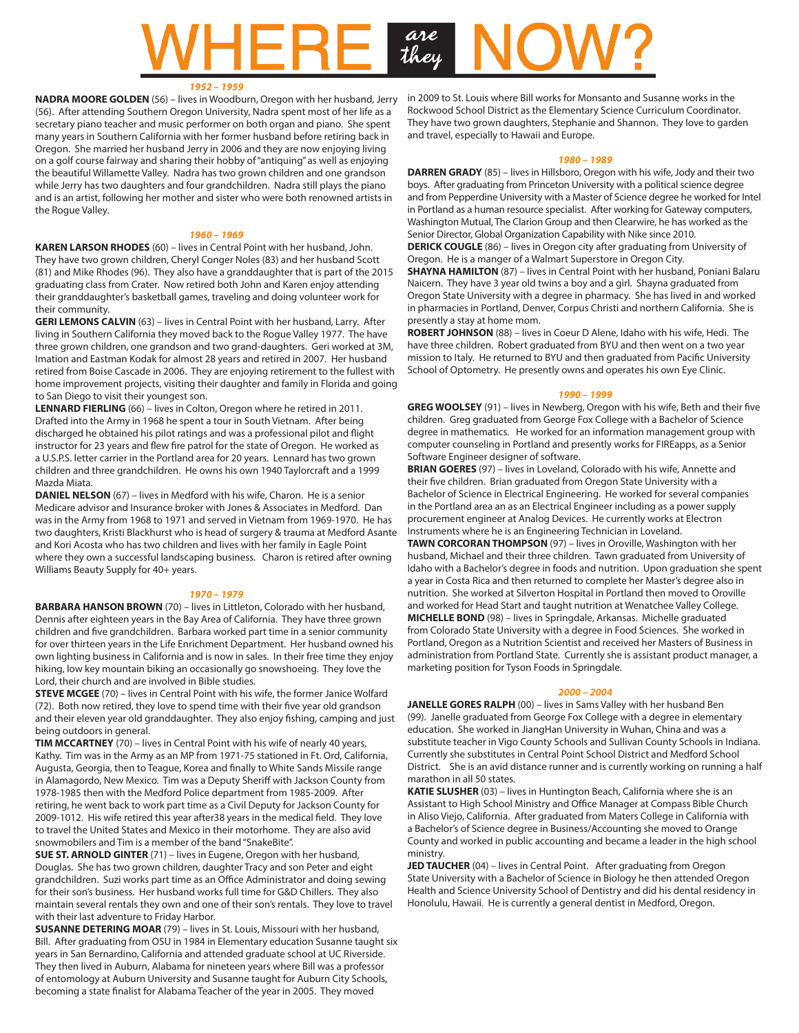# WHERE *are they* NOW?

### *1952 – 1959*

**NADRA MOORE GOLDEN** (56) – lives in Woodburn, Oregon with her husband, Jerry (56). After attending Southern Oregon University, Nadra spent most of her life as a secretary piano teacher and music performer on both organ and piano. She spent many years in Southern California with her former husband before retiring back in Oregon. She married her husband Jerry in 2006 and they are now enjoying living on a golf course fairway and sharing their hobby of "antiquing" as well as enjoying the beautiful Willamette Valley. Nadra has two grown children and one grandson while Jerry has two daughters and four grandchildren. Nadra still plays the piano and is an artist, following her mother and sister who were both renowned artists in the Rogue Valley.

### *1960 – 1969*

**KAREN LARSON RHODES** (60) – lives in Central Point with her husband, John. They have two grown children, Cheryl Conger Noles (83) and her husband Scott (81) and Mike Rhodes (96). They also have a granddaughter that is part of the 2015 graduating class from Crater. Now retired both John and Karen enjoy attending their granddaughter's basketball games, traveling and doing volunteer work for their community.

**GERI LEMONS CALVIN** (63) – lives in Central Point with her husband, Larry. After living in Southern California they moved back to the Rogue Valley 1977. The have three grown children, one grandson and two grand-daughters. Geri worked at 3M, Imation and Eastman Kodak for almost 28 years and retired in 2007. Her husband retired from Boise Cascade in 2006. They are enjoying retirement to the fullest with home improvement projects, visiting their daughter and family in Florida and going to San Diego to visit their youngest son.

**LENNARD FIERLING** (66) – lives in Colton, Oregon where he retired in 2011. Drafted into the Army in 1968 he spent a tour in South Vietnam. After being discharged he obtained his pilot ratings and was a professional pilot and flight instructor for 23 years and flew fire patrol for the state of Oregon. He worked as a U.S.P.S. letter carrier in the Portland area for 20 years. Lennard has two grown children and three grandchildren. He owns his own 1940 Taylorcraft and a 1999 Mazda Miata.

**DANIEL NELSON** (67) – lives in Medford with his wife, Charon. He is a senior Medicare advisor and Insurance broker with Jones & Associates in Medford. Dan was in the Army from 1968 to 1971 and served in Vietnam from 1969-1970. He has two daughters, Kristi Blackhurst who is head of surgery & trauma at Medford Asante and Kori Acosta who has two children and lives with her family in Eagle Point where they own a successful landscaping business. Charon is retired after owning Williams Beauty Supply for 40+ years.

### *1970 – 1979*

**BARBARA HANSON BROWN** (70) – lives in Littleton, Colorado with her husband, Dennis after eighteen years in the Bay Area of California. They have three grown children and five grandchildren. Barbara worked part time in a senior community for over thirteen years in the Life Enrichment Department. Her husband owned his own lighting business in California and is now in sales. In their free time they enjoy hiking, low key mountain biking an occasionally go snowshoeing. They love the Lord, their church and are involved in Bible studies.

**STEVE MCGEE** (70) – lives in Central Point with his wife, the former Janice Wolfard (72). Both now retired, they love to spend time with their five year old grandson and their eleven year old granddaughter. They also enjoy fishing, camping and just being outdoors in general.

**TIM MCCARTNEY** (70) – lives in Central Point with his wife of nearly 40 years, Kathy. Tim was in the Army as an MP from 1971-75 stationed in Ft. Ord, California, Augusta, Georgia, then to Teague, Korea and finally to White Sands Missile range in Alamagordo, New Mexico. Tim was a Deputy Sheriff with Jackson County from 1978-1985 then with the Medford Police department from 1985-2009. After retiring, he went back to work part time as a Civil Deputy for Jackson County for 2009-1012. His wife retired this year after38 years in the medical field. They love to travel the United States and Mexico in their motorhome. They are also avid snowmobilers and Tim is a member of the band "SnakeBite".

**SUE ST. ARNOLD GINTER** (71) – lives in Eugene, Oregon with her husband, Douglas. She has two grown children, daughter Tracy and son Peter and eight grandchildren. Suzi works part time as an Office Administrator and doing sewing for their son's business. Her husband works full time for G&D Chillers. They also maintain several rentals they own and one of their son's rentals. They love to travel with their last adventure to Friday Harbor.

**SUSANNE DETERING MOAR** (79) – lives in St. Louis, Missouri with her husband, Bill. After graduating from OSU in 1984 in Elementary education Susanne taught six years in San Bernardino, California and attended graduate school at UC Riverside. They then lived in Auburn, Alabama for nineteen years where Bill was a professor of entomology at Auburn University and Susanne taught for Auburn City Schools, becoming a state finalist for Alabama Teacher of the year in 2005. They moved in 2009 to St. Louis where Bill works for Monsanto and Susanne works in the Rockwood School District as the Elementary Science Curriculum Coordinator. They have two grown daughters, Stephanie and Shannon. They love to garden and travel, especially to Hawaii and Europe.

### *1980 – 1989*

**DARREN GRADY** (85) – lives in Hillsboro, Oregon with his wife, Jody and their two boys. After graduating from Princeton University with a political science degree and from Pepperdine University with a Master of Science degree he worked for Intel in Portland as a human resource specialist. After working for Gateway computers, Washington Mutual, The Clarion Group and then Clearwire, he has worked as the Senior Director, Global Organization Capability with Nike since 2010.

**DERICK COUGLE** (86) – lives in Oregon city after graduating from University of Oregon. He is a manger of a Walmart Superstore in Oregon City.

**SHAYNA HAMILTON** (87) – lives in Central Point with her husband, Poniani Balaru Naicern. They have 3 year old twins a boy and a girl. Shayna graduated from Oregon State University with a degree in pharmacy. She has lived in and worked in pharmacies in Portland, Denver, Corpus Christi and northern California. She is presently a stay at home mom.

**ROBERT JOHNSON** (88) – lives in Coeur D Alene, Idaho with his wife, Hedi. The have three children. Robert graduated from BYU and then went on a two year mission to Italy. He returned to BYU and then graduated from Pacific University School of Optometry. He presently owns and operates his own Eye Clinic.

### *1990 – 1999*

**GREG WOOLSEY** (91) – lives in Newberg, Oregon with his wife, Beth and their five children. Greg graduated from George Fox College with a Bachelor of Science degree in mathematics. He worked for an information management group with computer counseling in Portland and presently works for FIREapps, as a Senior Software Engineer designer of software.

**BRIAN GOERES** (97) – lives in Loveland, Colorado with his wife, Annette and their five children. Brian graduated from Oregon State University with a Bachelor of Science in Electrical Engineering. He worked for several companies in the Portland area an as an Electrical Engineer including as a power supply procurement engineer at Analog Devices. He currently works at Electron Instruments where he is an Engineering Technician in Loveland.

**TAWN CORCORAN THOMPSON** (97) – lives in Oroville, Washington with her husband, Michael and their three children. Tawn graduated from University of Idaho with a Bachelor's degree in foods and nutrition. Upon graduation she spent a year in Costa Rica and then returned to complete her Master's degree also in nutrition. She worked at Silverton Hospital in Portland then moved to Oroville and worked for Head Start and taught nutrition at Wenatchee Valley College.

**MICHELLE BOND** (98) – lives in Springdale, Arkansas. Michelle graduated from Colorado State University with a degree in Food Sciences. She worked in Portland, Oregon as a Nutrition Scientist and received her Masters of Business in administration from Portland State. Currently she is assistant product manager, a marketing position for Tyson Foods in Springdale.

### *2000 – 2004*

**JANELLE GORES RALPH** (00) – lives in Sams Valley with her husband Ben (99). Janelle graduated from George Fox College with a degree in elementary education. She worked in JiangHan University in Wuhan, China and was a substitute teacher in Vigo County Schools and Sullivan County Schools in Indiana. Currently she substitutes in Central Point School District and Medford School District. She is an avid distance runner and is currently working on running a half marathon in all 50 states.

**KATIE SLUSHER** (03) – lives in Huntington Beach, California where she is an Assistant to High School Ministry and Office Manager at Compass Bible Church in Aliso Viejo, California. After graduated from Maters College in California with a Bachelor's of Science degree in Business/Accounting she moved to Orange County and worked in public accounting and became a leader in the high school ministry.

**JED TAUCHER** (04) – lives in Central Point. After graduating from Oregon State University with a Bachelor of Science in Biology he then attended Oregon Health and Science University School of Dentistry and did his dental residency in Honolulu, Hawaii. He is currently a general dentist in Medford, Oregon.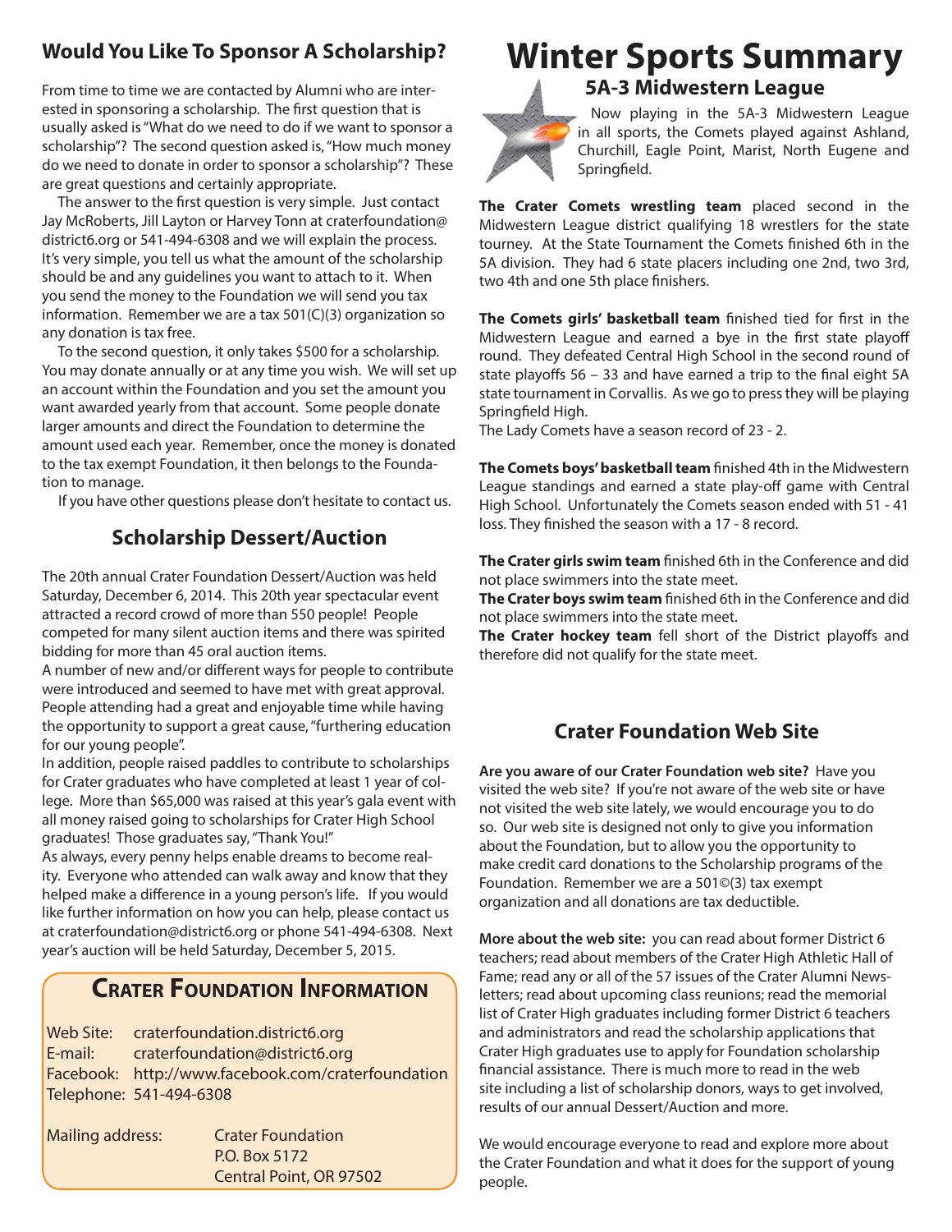## Would You Like To Sponsor A Scholarship?

From time to time we are contacted by Alumni who are interested in sponsoring a scholarship. The first question that is usually asked is "What do we need to do if we want to sponsor a scholarship"? The second question asked is, "How much money do we need to donate in order to sponsor a scholarship"? These are great questions and certainly appropriate.

The answer to the first question is very simple. Just contact Jay McRoberts, Jill Layton or Harvey Tonn at craterfoundation@district6.org or 541-494-6308 and we will explain the process. It's very simple, you tell us what the amount of the scholarship should be and any guidelines you want to attach to it. When you send the money to the Foundation we will send you tax information. Remember we are a tax 501(C)(3) organization so any donation is tax free.

To the second question, it only takes $500 for a scholarship. You may donate annually or at any time you wish. We will set up an account within the Foundation and you set the amount you want awarded yearly from that account. Some people donate larger amounts and direct the Foundation to determine the amount used each year. Remember, once the money is donated to the tax exempt Foundation, it then belongs to the Foundation to manage.

If you have other questions please don't hesitate to contact us.

## Scholarship Dessert/Auction

The 20th annual Crater Foundation Dessert/Auction was held Saturday, December 6, 2014. This 20th year spectacular event attracted a record crowd of more than 550 people! People competed for many silent auction items and there was spirited bidding for more than 45 oral auction items.

A number of new and/or different ways for people to contribute were introduced and seemed to have met with great approval. People attending had a great and enjoyable time while having the opportunity to support a great cause, "furthering education for our young people".

In addition, people raised paddles to contribute to scholarships for Crater graduates who have completed at least 1 year of college. More than $65,000 was raised at this year's gala event with all money raised going to scholarships for Crater High School graduates! Those graduates say, "Thank You!"

As always, every penny helps enable dreams to become reality. Everyone who attended can walk away and know that they helped make a difference in a young person's life. If you would like further information on how you can help, please contact us at craterfoundation@district6.org or phone 541-494-6308. Next year's auction will be held Saturday, December 5, 2015.

## Crater Foundation Information

Web Site: craterfoundation.district6.org
E-mail: craterfoundation@district6.org
Facebook: http://www.facebook.com/craterfoundation
Telephone: 541-494-6308

Mailing address: Crater Foundation
P.O. Box 5172
Central Point, OR 97502

# Winter Sports Summary

## 5A-3 Midwestern League

Now playing in the 5A-3 Midwestern League in all sports, the Comets played against Ashland, Churchill, Eagle Point, Marist, North Eugene and Springfield.

**The Crater Comets wrestling team** placed second in the Midwestern League district qualifying 18 wrestlers for the state tourney. At the State Tournament the Comets finished 6th in the 5A division. They had 6 state placers including one 2nd, two 3rd, two 4th and one 5th place finishers.

**The Comets girls' basketball team** finished tied for first in the Midwestern League and earned a bye in the first state playoff round. They defeated Central High School in the second round of state playoffs 56 – 33 and have earned a trip to the final eight 5A state tournament in Corvallis. As we go to press they will be playing Springfield High.
The Lady Comets have a season record of 23 - 2.

**The Comets boys' basketball team** finished 4th in the Midwestern League standings and earned a state play-off game with Central High School. Unfortunately the Comets season ended with 51 - 41 loss. They finished the season with a 17 - 8 record.

**The Crater girls swim team** finished 6th in the Conference and did not place swimmers into the state meet.
**The Crater boys swim team** finished 6th in the Conference and did not place swimmers into the state meet.
**The Crater hockey team** fell short of the District playoffs and therefore did not qualify for the state meet.

## Crater Foundation Web Site

**Are you aware of our Crater Foundation web site?** Have you visited the web site? If you're not aware of the web site or have not visited the web site lately, we would encourage you to do so. Our web site is designed not only to give you information about the Foundation, but to allow you the opportunity to make credit card donations to the Scholarship programs of the Foundation. Remember we are a 501©(3) tax exempt organization and all donations are tax deductible.

**More about the web site:** you can read about former District 6 teachers; read about members of the Crater High Athletic Hall of Fame; read any or all of the 57 issues of the Crater Alumni Newsletters; read about upcoming class reunions; read the memorial list of Crater High graduates including former District 6 teachers and administrators and read the scholarship applications that Crater High graduates use to apply for Foundation scholarship financial assistance. There is much more to read in the web site including a list of scholarship donors, ways to get involved, results of our annual Dessert/Auction and more.

We would encourage everyone to read and explore more about the Crater Foundation and what it does for the support of young people.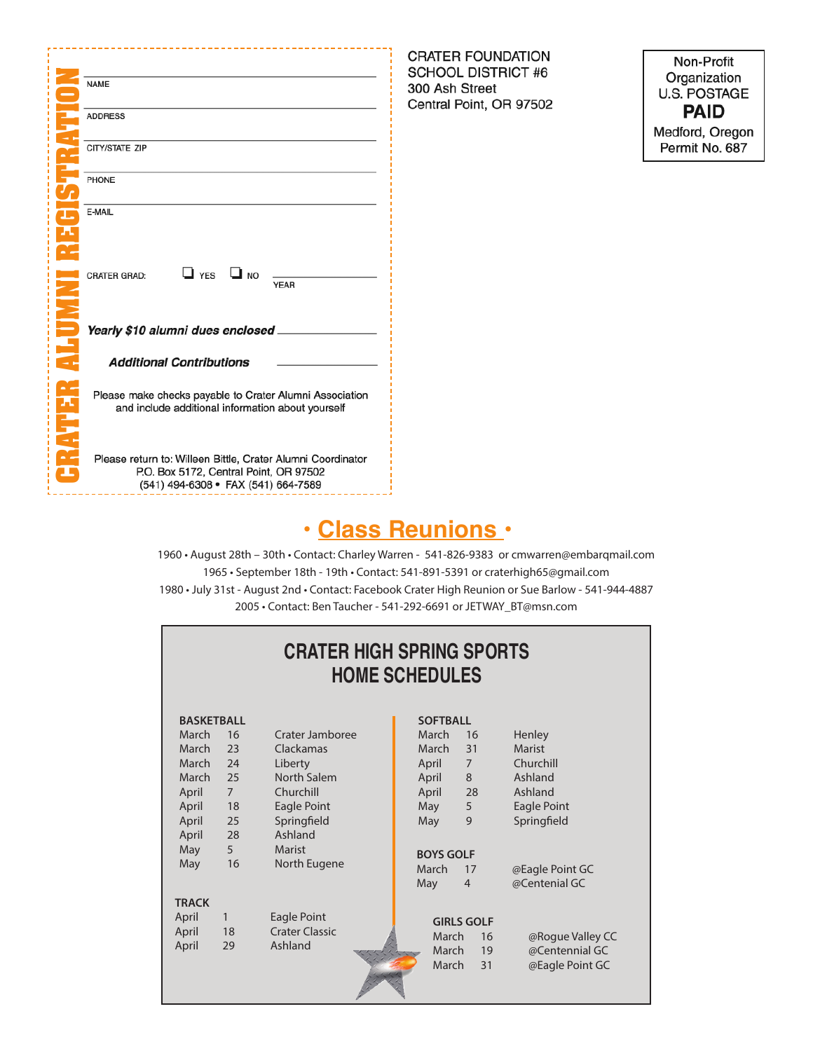## CRATER ALUMNI REGISTRATION

NAME

ADDRESS

CITY/STATE ZIP

PHONE

E-MAIL

CRATER GRAD: ☐ YES ☐ NO ______ YEAR

***Yearly $10 alumni dues enclosed*** ______

***Additional Contributions*** ______

Please make checks payable to Crater Alumni Association and include additional information about yourself

Please return to: Willeen Bittle, Crater Alumni Coordinator
P.O. Box 5172, Central Point, OR 97502
(541) 494-6308 • FAX (541) 664-7589

CRATER FOUNDATION
SCHOOL DISTRICT #6
300 Ash Street
Central Point, OR 97502

Non-Profit
Organization
U.S. POSTAGE
**PAID**
Medford, Oregon
Permit No. 687

# • Class Reunions •

1960 • August 28th – 30th • Contact: Charley Warren - 541-826-9383 or cmwarren@embarqmail.com

1965 • September 18th - 19th • Contact: 541-891-5391 or craterhigh65@gmail.com

1980 • July 31st - August 2nd • Contact: Facebook Crater High Reunion or Sue Barlow - 541-944-4887

2005 • Contact: Ben Taucher - 541-292-6691 or JETWAY_BT@msn.com

## CRATER HIGH SPRING SPORTS HOME SCHEDULES

### BASKETBALL

| | | |
|---|---|---|
| March | 16 | Crater Jamboree |
| March | 23 | Clackamas |
| March | 24 | Liberty |
| March | 25 | North Salem |
| April | 7 | Churchill |
| April | 18 | Eagle Point |
| April | 25 | Springfield |
| April | 28 | Ashland |
| May | 5 | Marist |
| May | 16 | North Eugene |

### TRACK

| | | |
|---|---|---|
| April | 1 | Eagle Point |
| April | 18 | Crater Classic |
| April | 29 | Ashland |

### SOFTBALL

| | | |
|---|---|---|
| March | 16 | Henley |
| March | 31 | Marist |
| April | 7 | Churchill |
| April | 8 | Ashland |
| April | 28 | Ashland |
| May | 5 | Eagle Point |
| May | 9 | Springfield |

### BOYS GOLF

| | | |
|---|---|---|
| March | 17 | @Eagle Point GC |
| May | 4 | @Centenial GC |

### GIRLS GOLF

| | | |
|---|---|---|
| March | 16 | @Rogue Valley CC |
| March | 19 | @Centennial GC |
| March | 31 | @Eagle Point GC |